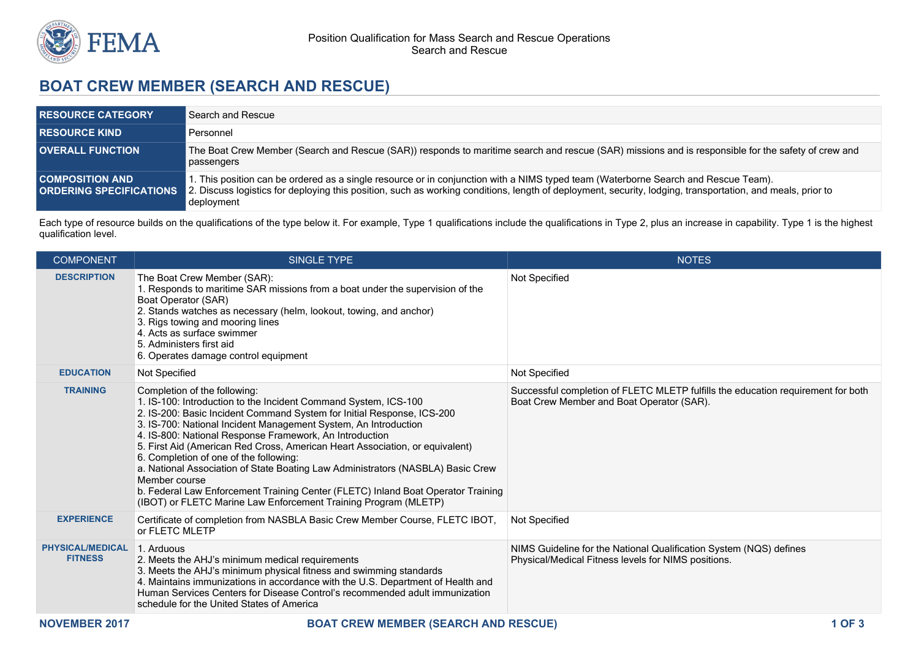# BOAT CREW MEMBER (SEARCH AND RESCUE)

| | |
|---|---|
| **RESOURCE CATEGORY** | Search and Rescue |
| **RESOURCE KIND** | Personnel |
| **OVERALL FUNCTION** | The Boat Crew Member (Search and Rescue (SAR)) responds to maritime search and rescue (SAR) missions and is responsible for the safety of crew and passengers |
| **COMPOSITION AND ORDERING SPECIFICATIONS** | 1. This position can be ordered as a single resource or in conjunction with a NIMS typed team (Waterborne Search and Rescue Team).<br>2. Discuss logistics for deploying this position, such as working conditions, length of deployment, security, lodging, transportation, and meals, prior to deployment |

Each type of resource builds on the qualifications of the type below it. For example, Type 1 qualifications include the qualifications in Type 2, plus an increase in capability. Type 1 is the highest qualification level.

| COMPONENT | SINGLE TYPE | NOTES |
|---|---|---|
| **DESCRIPTION** | The Boat Crew Member (SAR):<br>1. Responds to maritime SAR missions from a boat under the supervision of the Boat Operator (SAR)<br>2. Stands watches as necessary (helm, lookout, towing, and anchor)<br>3. Rigs towing and mooring lines<br>4. Acts as surface swimmer<br>5. Administers first aid<br>6. Operates damage control equipment | Not Specified |
| **EDUCATION** | Not Specified | Not Specified |
| **TRAINING** | Completion of the following:<br>1. IS-100: Introduction to the Incident Command System, ICS-100<br>2. IS-200: Basic Incident Command System for Initial Response, ICS-200<br>3. IS-700: National Incident Management System, An Introduction<br>4. IS-800: National Response Framework, An Introduction<br>5. First Aid (American Red Cross, American Heart Association, or equivalent)<br>6. Completion of one of the following:<br>a. National Association of State Boating Law Administrators (NASBLA) Basic Crew Member course<br>b. Federal Law Enforcement Training Center (FLETC) Inland Boat Operator Training (IBOT) or FLETC Marine Law Enforcement Training Program (MLETP) | Successful completion of FLETC MLETP fulfills the education requirement for both Boat Crew Member and Boat Operator (SAR). |
| **EXPERIENCE** | Certificate of completion from NASBLA Basic Crew Member Course, FLETC IBOT, or FLETC MLETP | Not Specified |
| **PHYSICAL/MEDICAL FITNESS** | 1. Arduous<br>2. Meets the AHJ's minimum medical requirements<br>3. Meets the AHJ's minimum physical fitness and swimming standards<br>4. Maintains immunizations in accordance with the U.S. Department of Health and Human Services Centers for Disease Control's recommended adult immunization schedule for the United States of America | NIMS Guideline for the National Qualification System (NQS) defines Physical/Medical Fitness levels for NIMS positions. |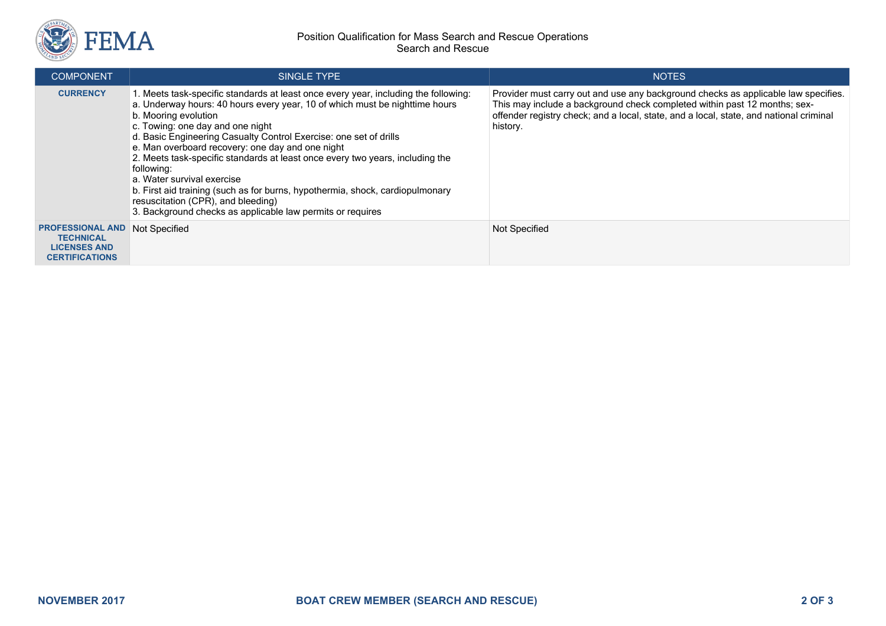| COMPONENT | SINGLE TYPE | NOTES |
| --- | --- | --- |
| **CURRENCY** | 1. Meets task-specific standards at least once every year, including the following:<br>a. Underway hours: 40 hours every year, 10 of which must be nighttime hours<br>b. Mooring evolution<br>c. Towing: one day and one night<br>d. Basic Engineering Casualty Control Exercise: one set of drills<br>e. Man overboard recovery: one day and one night<br>2. Meets task-specific standards at least once every two years, including the following:<br>a. Water survival exercise<br>b. First aid training (such as for burns, hypothermia, shock, cardiopulmonary resuscitation (CPR), and bleeding)<br>3. Background checks as applicable law permits or requires | Provider must carry out and use any background checks as applicable law specifies. This may include a background check completed within past 12 months; sex-offender registry check; and a local, state, and a local, state, and national criminal history. |
| **PROFESSIONAL AND TECHNICAL LICENSES AND CERTIFICATIONS** | Not Specified | Not Specified |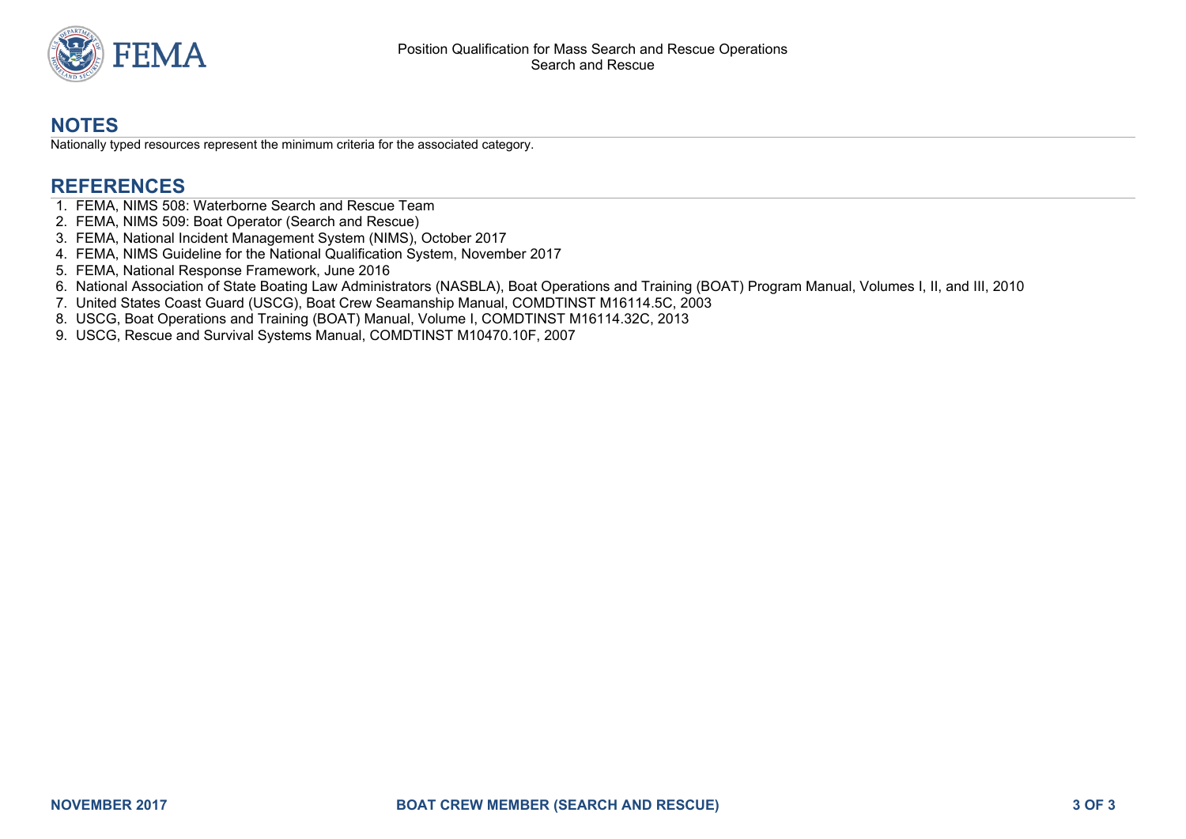## NOTES

Nationally typed resources represent the minimum criteria for the associated category.

## REFERENCES

1. FEMA, NIMS 508: Waterborne Search and Rescue Team
2. FEMA, NIMS 509: Boat Operator (Search and Rescue)
3. FEMA, National Incident Management System (NIMS), October 2017
4. FEMA, NIMS Guideline for the National Qualification System, November 2017
5. FEMA, National Response Framework, June 2016
6. National Association of State Boating Law Administrators (NASBLA), Boat Operations and Training (BOAT) Program Manual, Volumes I, II, and III, 2010
7. United States Coast Guard (USCG), Boat Crew Seamanship Manual, COMDTINST M16114.5C, 2003
8. USCG, Boat Operations and Training (BOAT) Manual, Volume I, COMDTINST M16114.32C, 2013
9. USCG, Rescue and Survival Systems Manual, COMDTINST M10470.10F, 2007